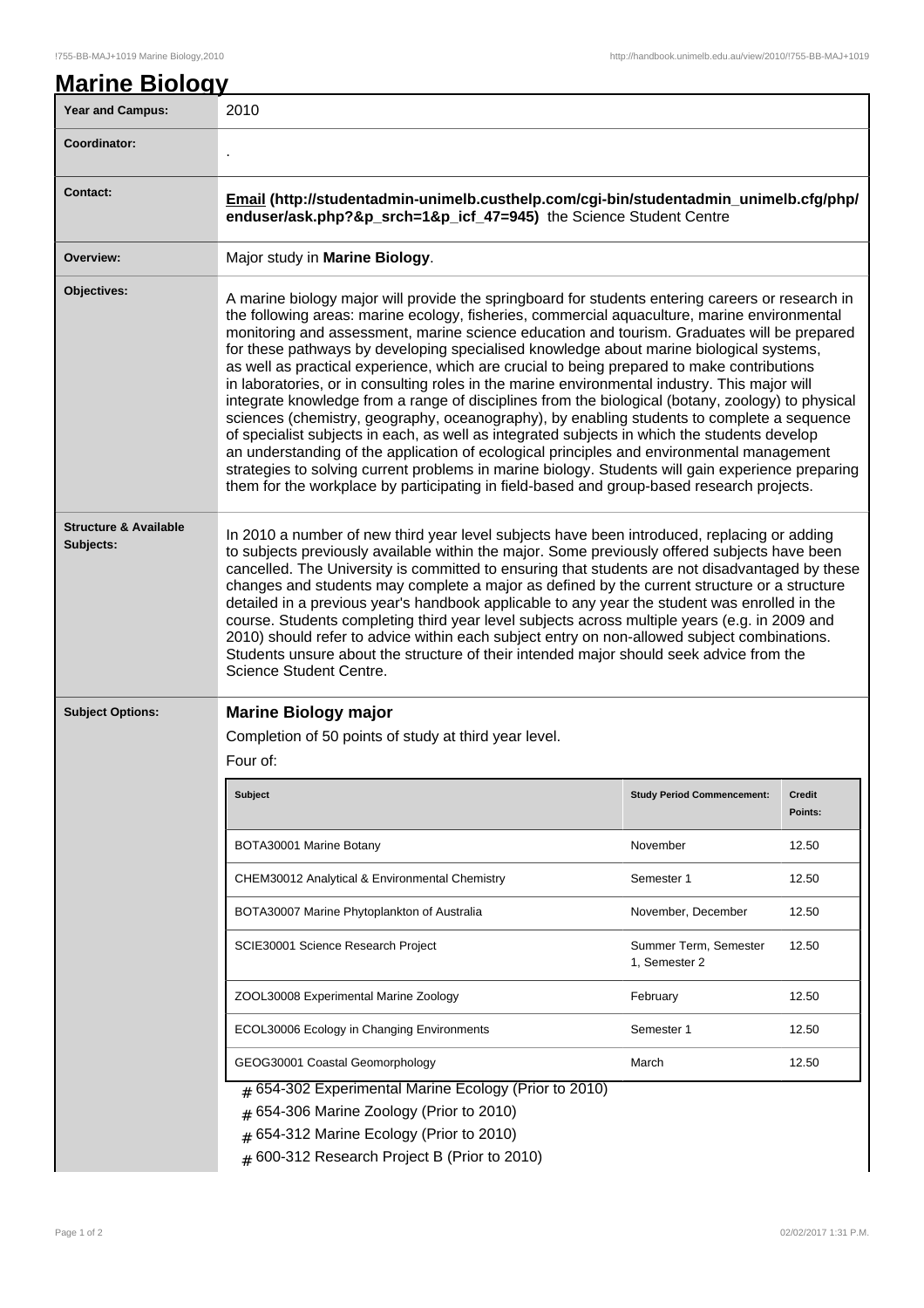# Marine Biology

| | |
|---|---|
| **Year and Campus:** | 2010 |
| **Coordinator:** | . |
| **Contact:** | **Email (http://studentadmin-unimelb.custhelp.com/cgi-bin/studentadmin_unimelb.cfg/php/enduser/ask.php?&p_srch=1&p_icf_47=945)** the Science Student Centre |
| **Overview:** | Major study in **Marine Biology**. |
| **Objectives:** | A marine biology major will provide the springboard for students entering careers or research in the following areas: marine ecology, fisheries, commercial aquaculture, marine environmental monitoring and assessment, marine science education and tourism. Graduates will be prepared for these pathways by developing specialised knowledge about marine biological systems, as well as practical experience, which are crucial to being prepared to make contributions in laboratories, or in consulting roles in the marine environmental industry. This major will integrate knowledge from a range of disciplines from the biological (botany, zoology) to physical sciences (chemistry, geography, oceanography), by enabling students to complete a sequence of specialist subjects in each, as well as integrated subjects in which the students develop an understanding of the application of ecological principles and environmental management strategies to solving current problems in marine biology. Students will gain experience preparing them for the workplace by participating in field-based and group-based research projects. |
| **Structure & Available Subjects:** | In 2010 a number of new third year level subjects have been introduced, replacing or adding to subjects previously available within the major. Some previously offered subjects have been cancelled. The University is committed to ensuring that students are not disadvantaged by these changes and students may complete a major as defined by the current structure or a structure detailed in a previous year's handbook applicable to any year the student was enrolled in the course. Students completing third year level subjects across multiple years (e.g. in 2009 and 2010) should refer to advice within each subject entry on non-allowed subject combinations. Students unsure about the structure of their intended major should seek advice from the Science Student Centre. |

## Subject Options:

### Marine Biology major

Completion of 50 points of study at third year level.

Four of:

| Subject | Study Period Commencement: | Credit Points: |
|---|---|---|
| BOTA30001 Marine Botany | November | 12.50 |
| CHEM30012 Analytical & Environmental Chemistry | Semester 1 | 12.50 |
| BOTA30007 Marine Phytoplankton of Australia | November, December | 12.50 |
| SCIE30001 Science Research Project | Summer Term, Semester 1, Semester 2 | 12.50 |
| ZOOL30008 Experimental Marine Zoology | February | 12.50 |
| ECOL30006 Ecology in Changing Environments | Semester 1 | 12.50 |
| GEOG30001 Coastal Geomorphology | March | 12.50 |

- # 654-302 Experimental Marine Ecology (Prior to 2010)
- # 654-306 Marine Zoology (Prior to 2010)
- # 654-312 Marine Ecology (Prior to 2010)
- # 600-312 Research Project B (Prior to 2010)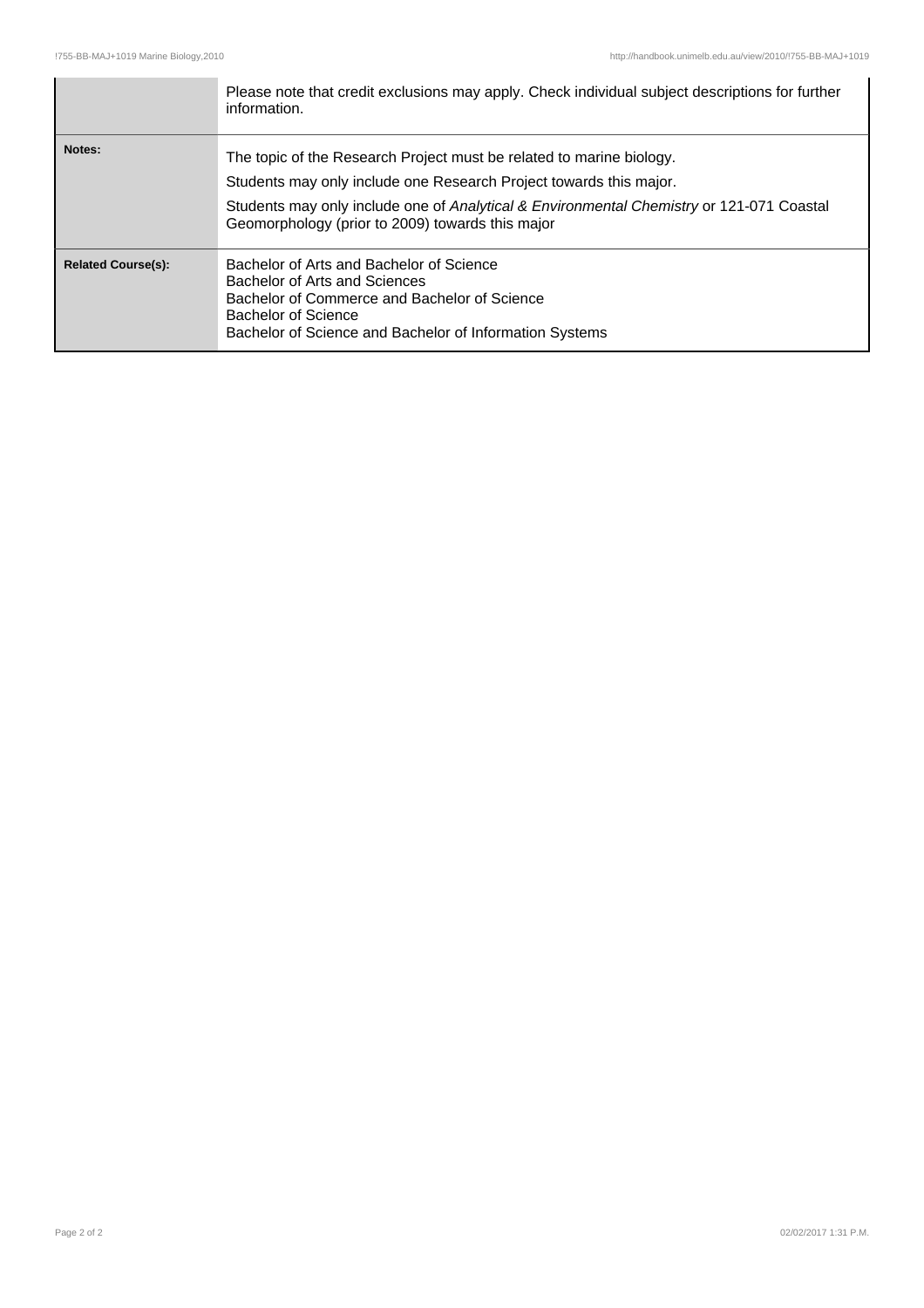| | |
|---|---|
| | Please note that credit exclusions may apply. Check individual subject descriptions for further information. |
| **Notes:** | The topic of the Research Project must be related to marine biology.<br><br>Students may only include one Research Project towards this major.<br><br>Students may only include one of *Analytical & Environmental Chemistry* or 121-071 Coastal Geomorphology (prior to 2009) towards this major |
| **Related Course(s):** | Bachelor of Arts and Bachelor of Science<br>Bachelor of Arts and Sciences<br>Bachelor of Commerce and Bachelor of Science<br>Bachelor of Science<br>Bachelor of Science and Bachelor of Information Systems |